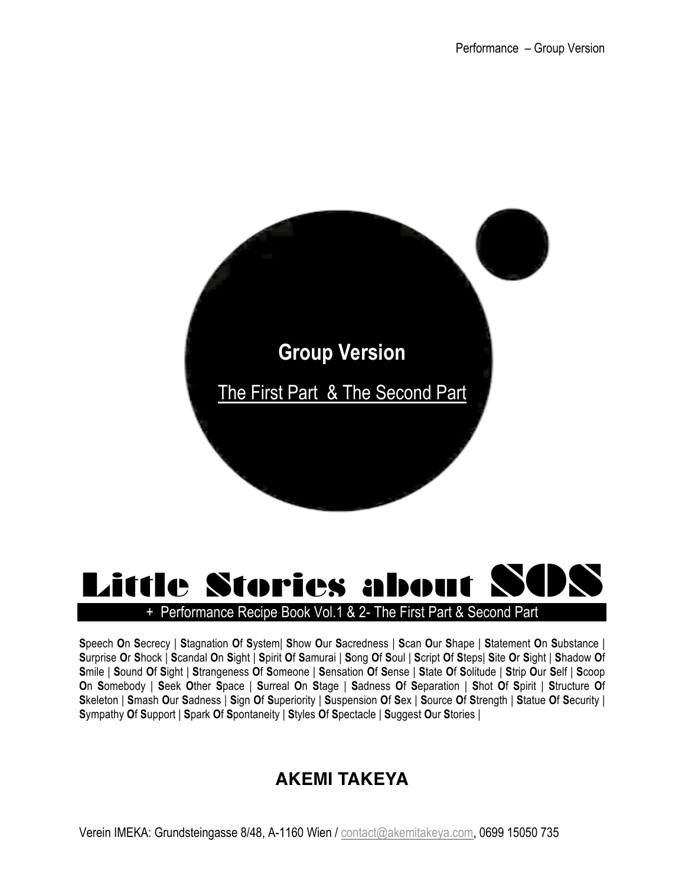Performance – Group Version

**Group Version**

The First Part & The Second Part

# Little Stories about SOS

+ Performance Recipe Book Vol.1 & 2- The First Part & Second Part

**S**peech **O**n **S**ecrecy | **S**tagnation **O**f **S**ystem| **S**how **O**ur **S**acredness | **S**can **O**ur **S**hape | **S**tatement **O**n **S**ubstance | **S**urprise **O**r **S**hock | **S**candal **O**n **S**ight | **S**pirit **O**f **S**amurai | **S**ong **O**f **S**oul | **S**cript **O**f **S**teps| **S**ite **O**r **S**ight | **S**hadow **O**f **S**mile | **S**ound **O**f **S**ight | **S**trangeness **O**f **S**omeone | **S**ensation **O**f **S**ense | **S**tate **O**f **S**olitude | **S**trip **O**ur **S**elf | **S**coop **O**n **S**omebody | **S**eek **O**ther **S**pace | **S**urreal **O**n **S**tage | **S**adness **O**f **S**eparation | **S**hot **O**f **S**pirit | **S**tructure **O**f **S**keleton | **S**mash **O**ur **S**adness | **S**ign **O**f **S**uperiority | **S**uspension **O**f **S**ex | **S**ource **O**f **S**trength | **S**tatue **O**f **S**ecurity | **S**ympathy **O**f **S**upport | **S**park **O**f **S**pontaneity | **S**tyles **O**f **S**pectacle | **S**uggest **O**ur **S**tories |

## AKEMI TAKEYA

Verein IMEKA: Grundsteingasse 8/48, A-1160 Wien / contact@akemitakeya.com, 0699 15050 735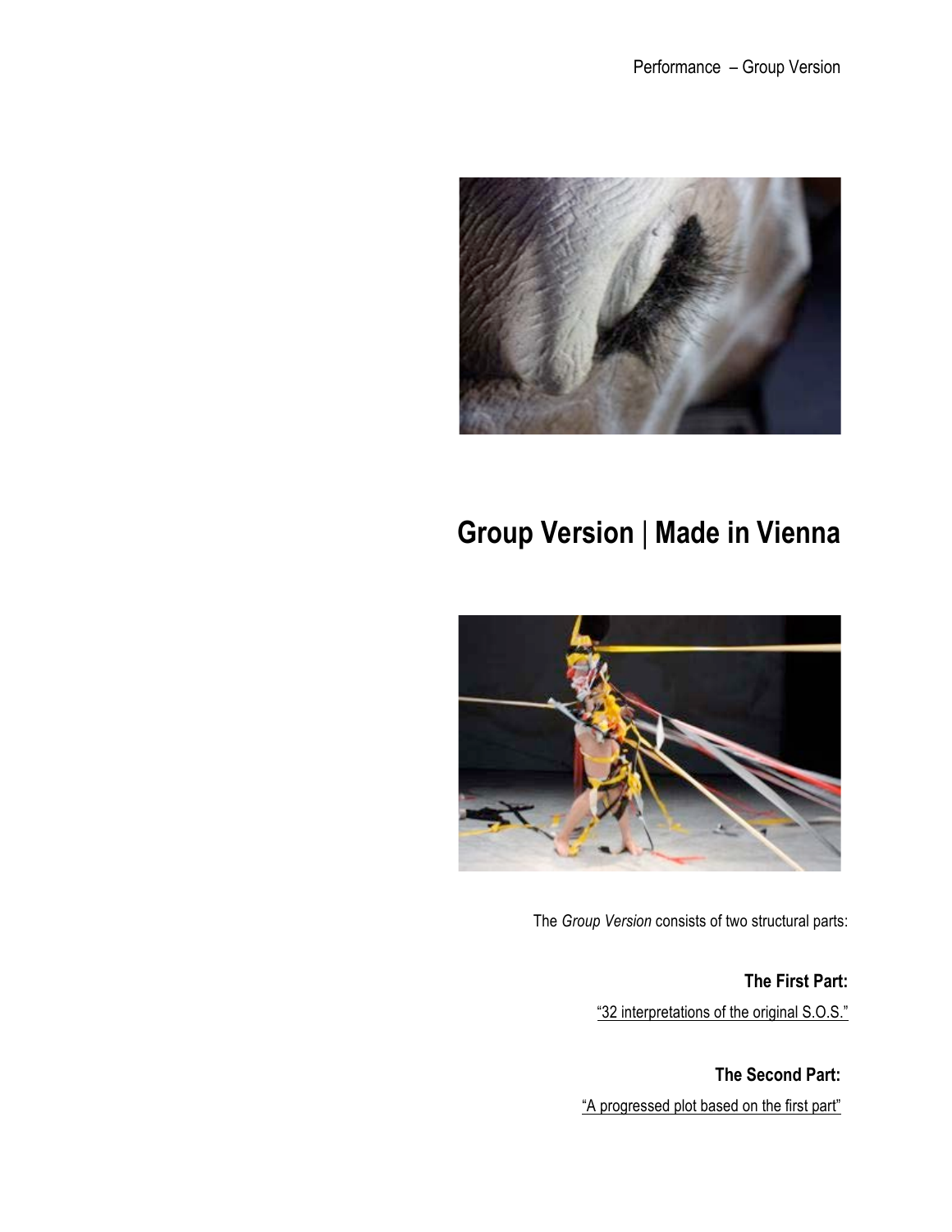# Group Version | Made in Vienna

The *Group Version* consists of two structural parts:

**The First Part:**

"32 interpretations of the original S.O.S."

**The Second Part:**

"A progressed plot based on the first part"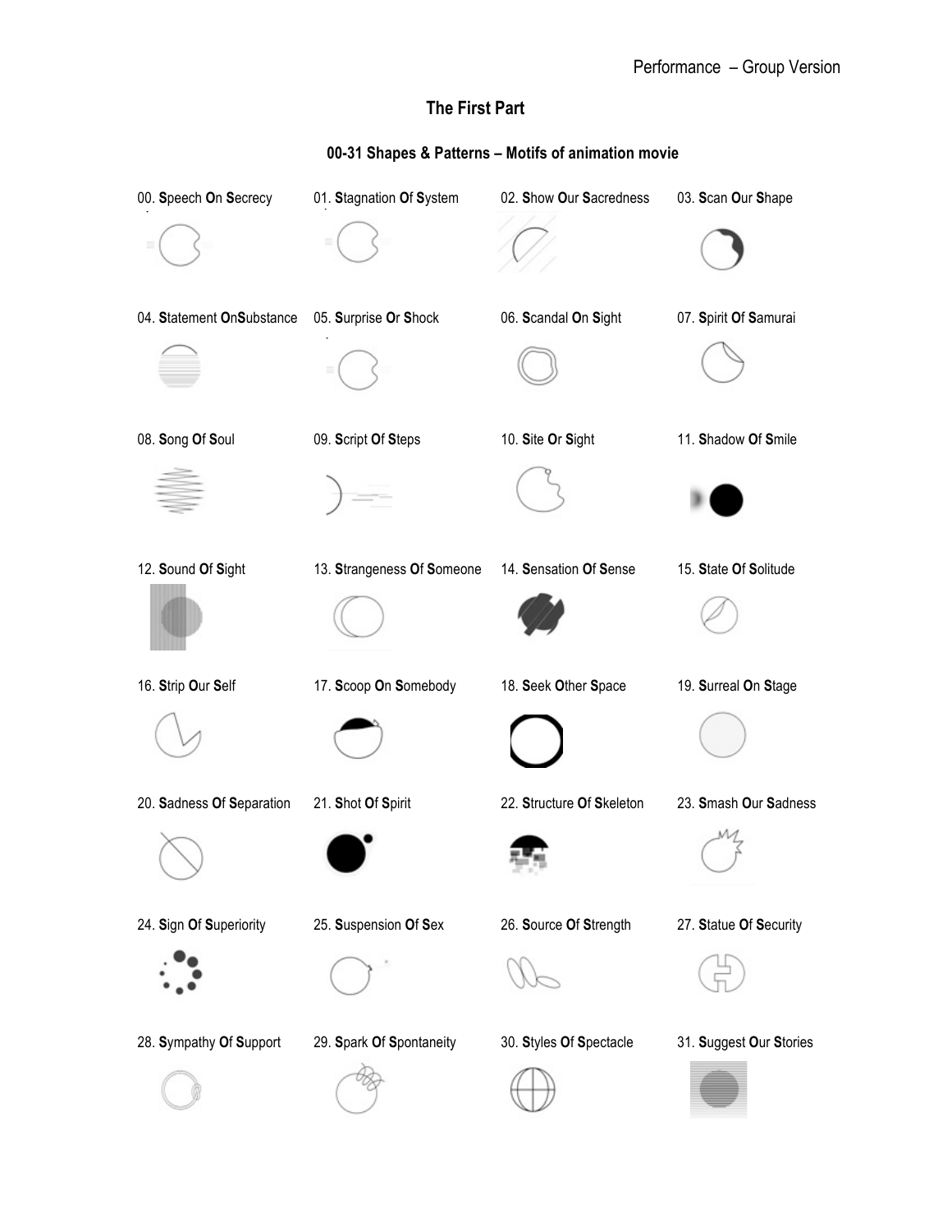## The First Part

### 00-31 Shapes & Patterns – Motifs of animation movie

00. **S**peech **O**n **S**ecrecy

01. **S**tagnation **O**f **S**ystem

02. **S**how **O**ur **S**acredness

03. **S**can **O**ur **S**hape

04. **S**tatement **O**n**S**ubstance

05. **S**urprise **O**r **S**hock

06. **S**candal **O**n **S**ight

07. **S**pirit **O**f **S**amurai

08. **S**ong **O**f **S**oul

09. **S**cript **O**f **S**teps

10. **S**ite **O**r **S**ight

11. **S**hadow **O**f **S**mile

12. **S**ound **O**f **S**ight

13. **S**trangeness **O**f **S**omeone

14. **S**ensation **O**f **S**ense

15. **S**tate **O**f **S**olitude

16. **S**trip **O**ur **S**elf

17. **S**coop **O**n **S**omebody

18. **S**eek **O**ther **S**pace

19. **S**urreal **O**n **S**tage

20. **S**adness **O**f **S**eparation

21. **S**hot **O**f **S**pirit

22. **S**tructure **O**f **S**keleton

23. **S**mash **O**ur **S**adness

24. **S**ign **O**f **S**uperiority

25. **S**uspension **O**f **S**ex

26. **S**ource **O**f **S**trength

27. **S**tatue **O**f **S**ecurity

28. **S**ympathy **O**f **S**upport

29. **S**park **O**f **S**pontaneity

30. **S**tyles **O**f **S**pectacle

31. **S**uggest **O**ur **S**tories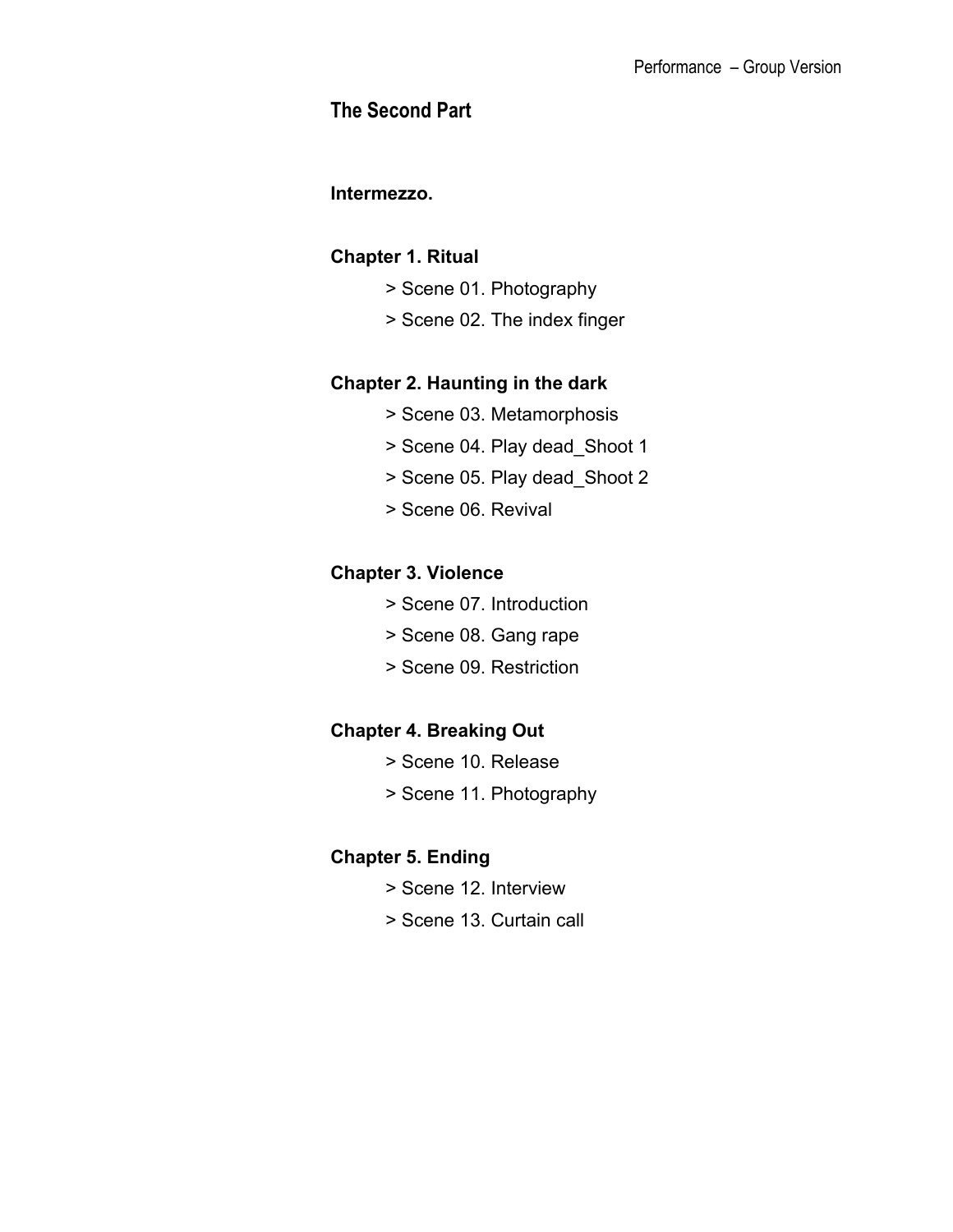## The Second Part

**Intermezzo.**

**Chapter 1. Ritual**

> Scene 01. Photography
> Scene 02. The index finger

**Chapter 2. Haunting in the dark**

> Scene 03. Metamorphosis
> Scene 04. Play dead_Shoot 1
> Scene 05. Play dead_Shoot 2
> Scene 06. Revival

**Chapter 3. Violence**

> Scene 07. Introduction
> Scene 08. Gang rape
> Scene 09. Restriction

**Chapter 4. Breaking Out**

> Scene 10. Release
> Scene 11. Photography

**Chapter 5. Ending**

> Scene 12. Interview
> Scene 13. Curtain call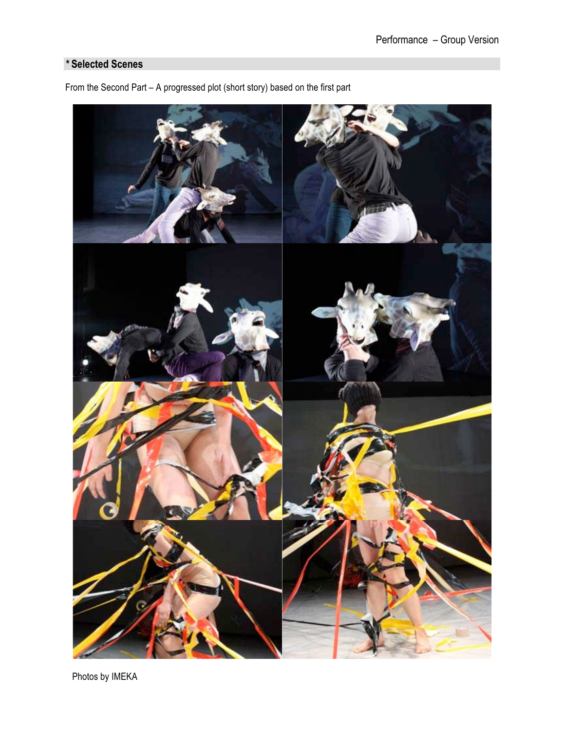## * Selected Scenes

From the Second Part – A progressed plot (short story) based on the first part

Photos by IMEKA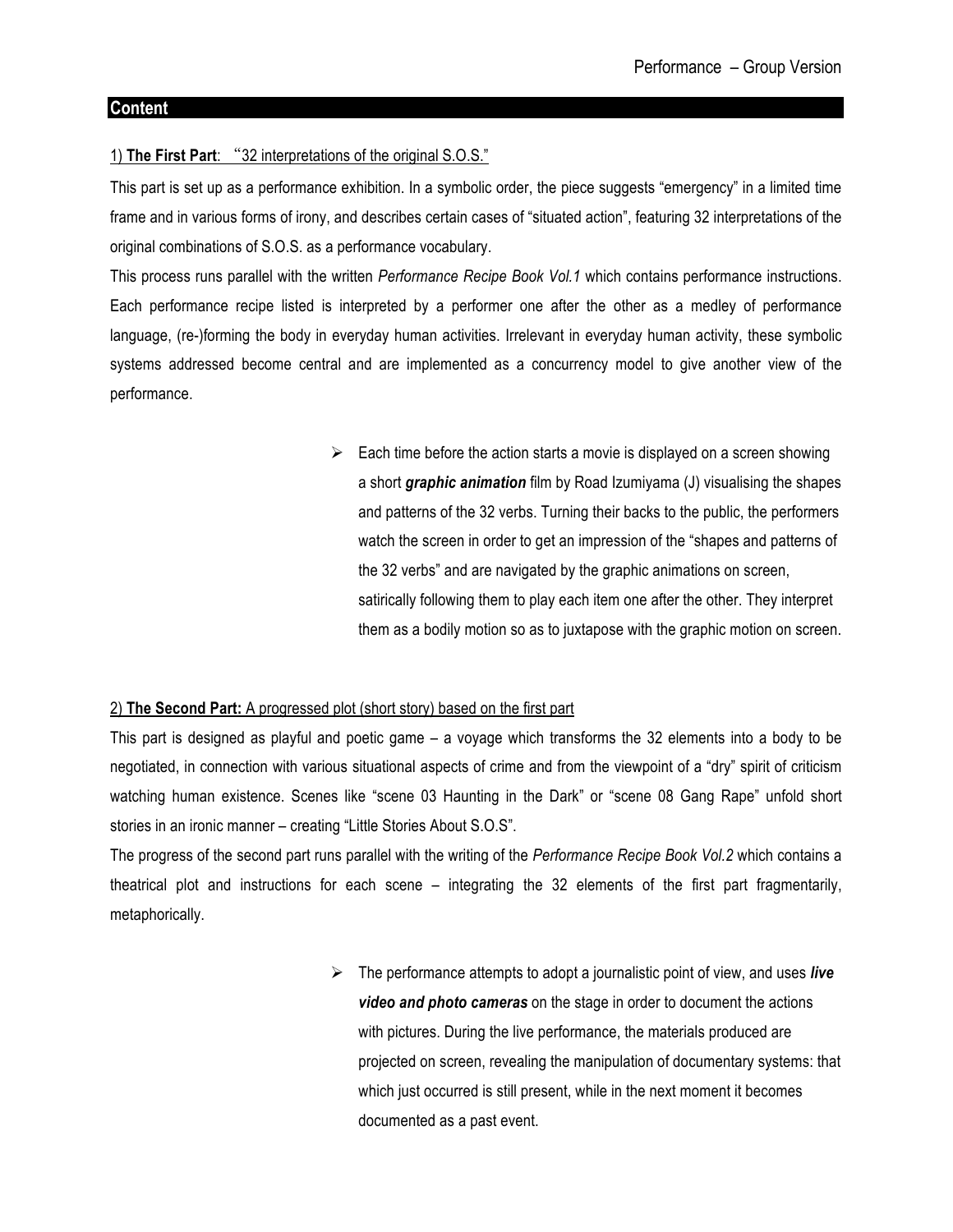## Content

1) **The First Part**: "32 interpretations of the original S.O.S."

This part is set up as a performance exhibition. In a symbolic order, the piece suggests "emergency" in a limited time frame and in various forms of irony, and describes certain cases of "situated action", featuring 32 interpretations of the original combinations of S.O.S. as a performance vocabulary.

This process runs parallel with the written *Performance Recipe Book Vol.1* which contains performance instructions. Each performance recipe listed is interpreted by a performer one after the other as a medley of performance language, (re-)forming the body in everyday human activities. Irrelevant in everyday human activity, these symbolic systems addressed become central and are implemented as a concurrency model to give another view of the performance.

- Each time before the action starts a movie is displayed on a screen showing a short ***graphic animation*** film by Road Izumiyama (J) visualising the shapes and patterns of the 32 verbs. Turning their backs to the public, the performers watch the screen in order to get an impression of the "shapes and patterns of the 32 verbs" and are navigated by the graphic animations on screen, satirically following them to play each item one after the other. They interpret them as a bodily motion so as to juxtapose with the graphic motion on screen.

2) **The Second Part:** A progressed plot (short story) based on the first part

This part is designed as playful and poetic game – a voyage which transforms the 32 elements into a body to be negotiated, in connection with various situational aspects of crime and from the viewpoint of a "dry" spirit of criticism watching human existence. Scenes like "scene 03 Haunting in the Dark" or "scene 08 Gang Rape" unfold short stories in an ironic manner – creating "Little Stories About S.O.S".

The progress of the second part runs parallel with the writing of the *Performance Recipe Book Vol.2* which contains a theatrical plot and instructions for each scene – integrating the 32 elements of the first part fragmentarily, metaphorically.

- The performance attempts to adopt a journalistic point of view, and uses ***live video and photo cameras*** on the stage in order to document the actions with pictures. During the live performance, the materials produced are projected on screen, revealing the manipulation of documentary systems: that which just occurred is still present, while in the next moment it becomes documented as a past event.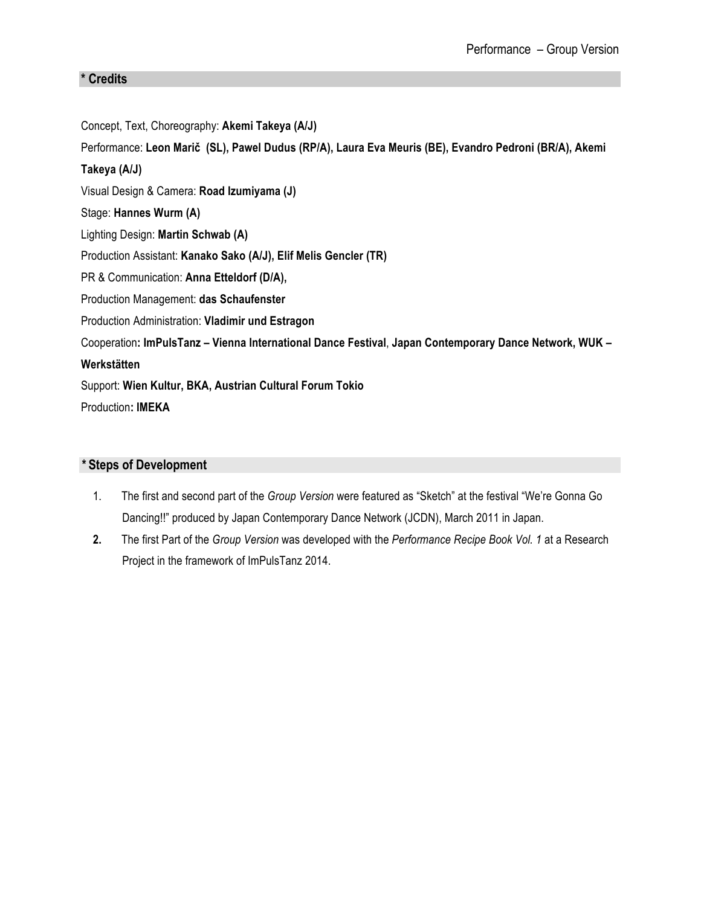## * Credits

Concept, Text, Choreography: **Akemi Takeya (A/J)**

Performance: **Leon Marič (SL), Pawel Dudus (RP/A), Laura Eva Meuris (BE), Evandro Pedroni (BR/A), Akemi Takeya (A/J)**

Visual Design & Camera: **Road Izumiyama (J)**

Stage: **Hannes Wurm (A)**

Lighting Design: **Martin Schwab (A)**

Production Assistant: **Kanako Sako (A/J), Elif Melis Gencler (TR)**

PR & Communication: **Anna Etteldorf (D/A),**

Production Management: **das Schaufenster**

Production Administration: **Vladimir und Estragon**

Cooperation**: ImPulsTanz – Vienna International Dance Festival**, **Japan Contemporary Dance Network, WUK – Werkstätten**

Support: **Wien Kultur, BKA, Austrian Cultural Forum Tokio**

Production**: IMEKA**

## * Steps of Development

1. The first and second part of the *Group Version* were featured as "Sketch" at the festival "We're Gonna Go Dancing!!" produced by Japan Contemporary Dance Network (JCDN), March 2011 in Japan.
2. The first Part of the *Group Version* was developed with the *Performance Recipe Book Vol. 1* at a Research Project in the framework of ImPulsTanz 2014.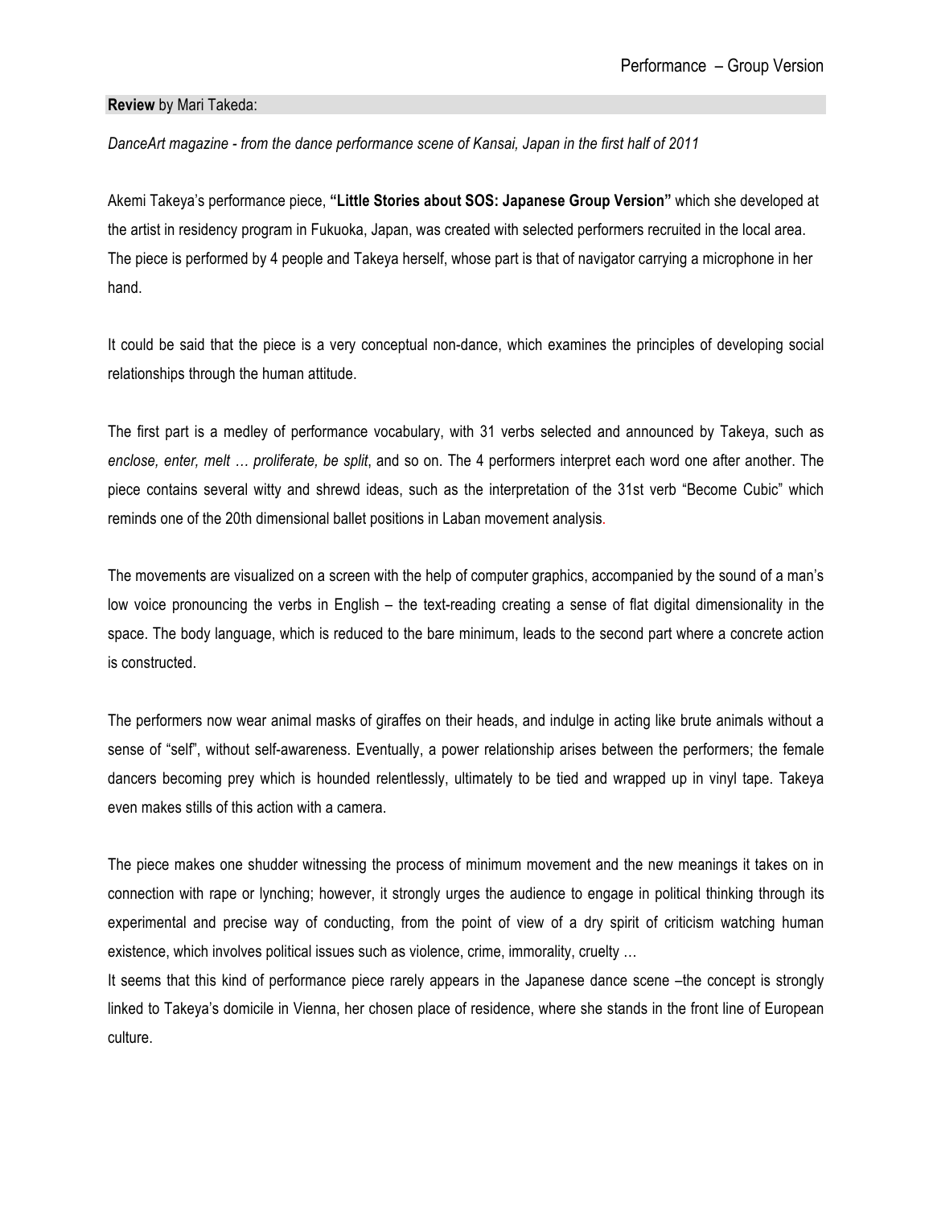**Review** by Mari Takeda:

*DanceArt magazine - from the dance performance scene of Kansai, Japan in the first half of 2011*

Akemi Takeya's performance piece, **"Little Stories about SOS: Japanese Group Version"** which she developed at the artist in residency program in Fukuoka, Japan, was created with selected performers recruited in the local area. The piece is performed by 4 people and Takeya herself, whose part is that of navigator carrying a microphone in her hand.

It could be said that the piece is a very conceptual non-dance, which examines the principles of developing social relationships through the human attitude.

The first part is a medley of performance vocabulary, with 31 verbs selected and announced by Takeya, such as *enclose, enter, melt … proliferate, be split*, and so on. The 4 performers interpret each word one after another. The piece contains several witty and shrewd ideas, such as the interpretation of the 31st verb "Become Cubic" which reminds one of the 20th dimensional ballet positions in Laban movement analysis.

The movements are visualized on a screen with the help of computer graphics, accompanied by the sound of a man's low voice pronouncing the verbs in English – the text-reading creating a sense of flat digital dimensionality in the space. The body language, which is reduced to the bare minimum, leads to the second part where a concrete action is constructed.

The performers now wear animal masks of giraffes on their heads, and indulge in acting like brute animals without a sense of "self", without self-awareness. Eventually, a power relationship arises between the performers; the female dancers becoming prey which is hounded relentlessly, ultimately to be tied and wrapped up in vinyl tape. Takeya even makes stills of this action with a camera.

The piece makes one shudder witnessing the process of minimum movement and the new meanings it takes on in connection with rape or lynching; however, it strongly urges the audience to engage in political thinking through its experimental and precise way of conducting, from the point of view of a dry spirit of criticism watching human existence, which involves political issues such as violence, crime, immorality, cruelty …

It seems that this kind of performance piece rarely appears in the Japanese dance scene –the concept is strongly linked to Takeya's domicile in Vienna, her chosen place of residence, where she stands in the front line of European culture.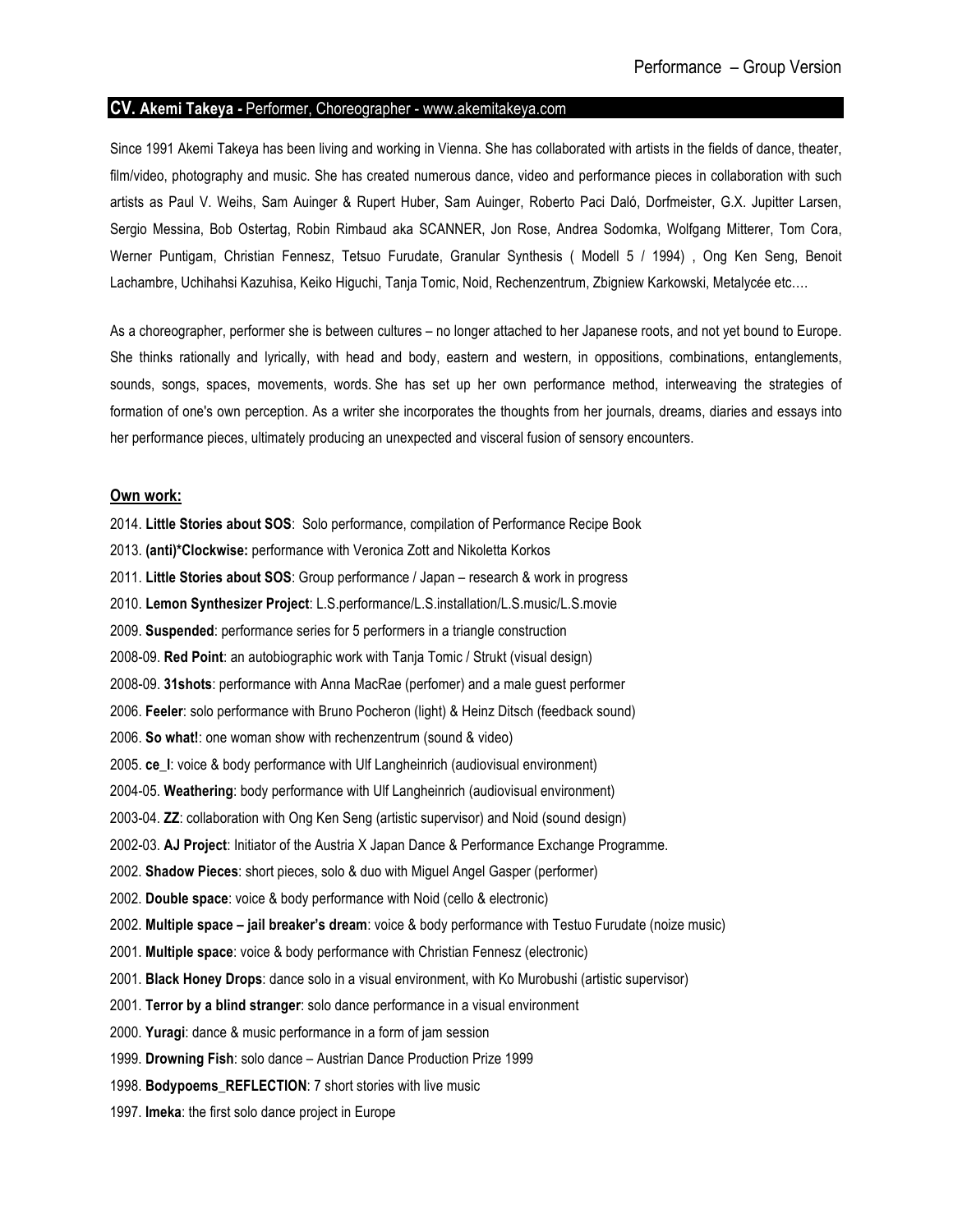## CV. **Akemi Takeya -** Performer, Choreographer - www.akemitakeya.com

Since 1991 Akemi Takeya has been living and working in Vienna. She has collaborated with artists in the fields of dance, theater, film/video, photography and music. She has created numerous dance, video and performance pieces in collaboration with such artists as Paul V. Weihs, Sam Auinger & Rupert Huber, Sam Auinger, Roberto Paci Daló, Dorfmeister, G.X. Jupitter Larsen, Sergio Messina, Bob Ostertag, Robin Rimbaud aka SCANNER, Jon Rose, Andrea Sodomka, Wolfgang Mitterer, Tom Cora, Werner Puntigam, Christian Fennesz, Tetsuo Furudate, Granular Synthesis ( Modell 5 / 1994) , Ong Ken Seng, Benoit Lachambre, Uchihahsi Kazuhisa, Keiko Higuchi, Tanja Tomic, Noid, Rechenzentrum, Zbigniew Karkowski, Metalycée etc.…

As a choreographer, performer she is between cultures – no longer attached to her Japanese roots, and not yet bound to Europe. She thinks rationally and lyrically, with head and body, eastern and western, in oppositions, combinations, entanglements, sounds, songs, spaces, movements, words. She has set up her own performance method, interweaving the strategies of formation of one's own perception. As a writer she incorporates the thoughts from her journals, dreams, diaries and essays into her performance pieces, ultimately producing an unexpected and visceral fusion of sensory encounters.

### Own work:

2014. **Little Stories about SOS**: Solo performance, compilation of Performance Recipe Book
2013. **(anti)*Clockwise:** performance with Veronica Zott and Nikoletta Korkos
2011. **Little Stories about SOS**: Group performance / Japan – research & work in progress
2010. **Lemon Synthesizer Project**: L.S.performance/L.S.installation/L.S.music/L.S.movie
2009. **Suspended**: performance series for 5 performers in a triangle construction
2008-09. **Red Point**: an autobiographic work with Tanja Tomic / Strukt (visual design)
2008-09. **31shots**: performance with Anna MacRae (perfomer) and a male guest performer
2006. **Feeler**: solo performance with Bruno Pocheron (light) & Heinz Ditsch (feedback sound)
2006. **So what!**: one woman show with rechenzentrum (sound & video)
2005. **ce_l**: voice & body performance with Ulf Langheinrich (audiovisual environment)
2004-05. **Weathering**: body performance with Ulf Langheinrich (audiovisual environment)
2003-04. **ZZ**: collaboration with Ong Ken Seng (artistic supervisor) and Noid (sound design)
2002-03. **AJ Project**: Initiator of the Austria X Japan Dance & Performance Exchange Programme.
2002. **Shadow Pieces**: short pieces, solo & duo with Miguel Angel Gasper (performer)
2002. **Double space**: voice & body performance with Noid (cello & electronic)
2002. **Multiple space – jail breaker's dream**: voice & body performance with Testuo Furudate (noize music)
2001. **Multiple space**: voice & body performance with Christian Fennesz (electronic)
2001. **Black Honey Drops**: dance solo in a visual environment, with Ko Murobushi (artistic supervisor)
2001. **Terror by a blind stranger**: solo dance performance in a visual environment
2000. **Yuragi**: dance & music performance in a form of jam session
1999. **Drowning Fish**: solo dance – Austrian Dance Production Prize 1999
1998. **Bodypoems_REFLECTION**: 7 short stories with live music
1997. **Imeka**: the first solo dance project in Europe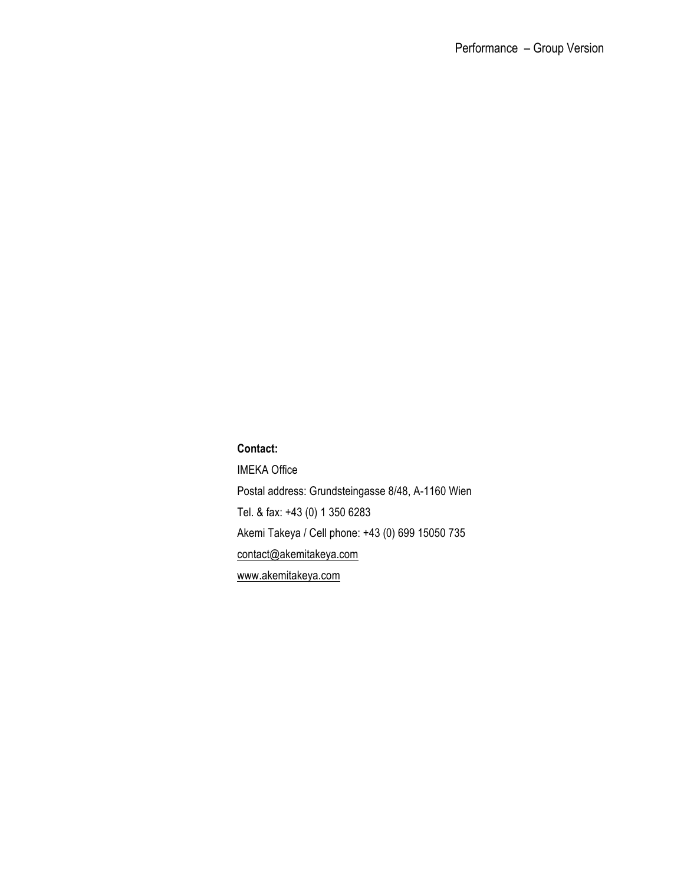**Contact:**

IMEKA Office

Postal address: Grundsteingasse 8/48, A-1160 Wien

Tel. & fax: +43 (0) 1 350 6283

Akemi Takeya / Cell phone: +43 (0) 699 15050 735

contact@akemitakeya.com

www.akemitakeya.com